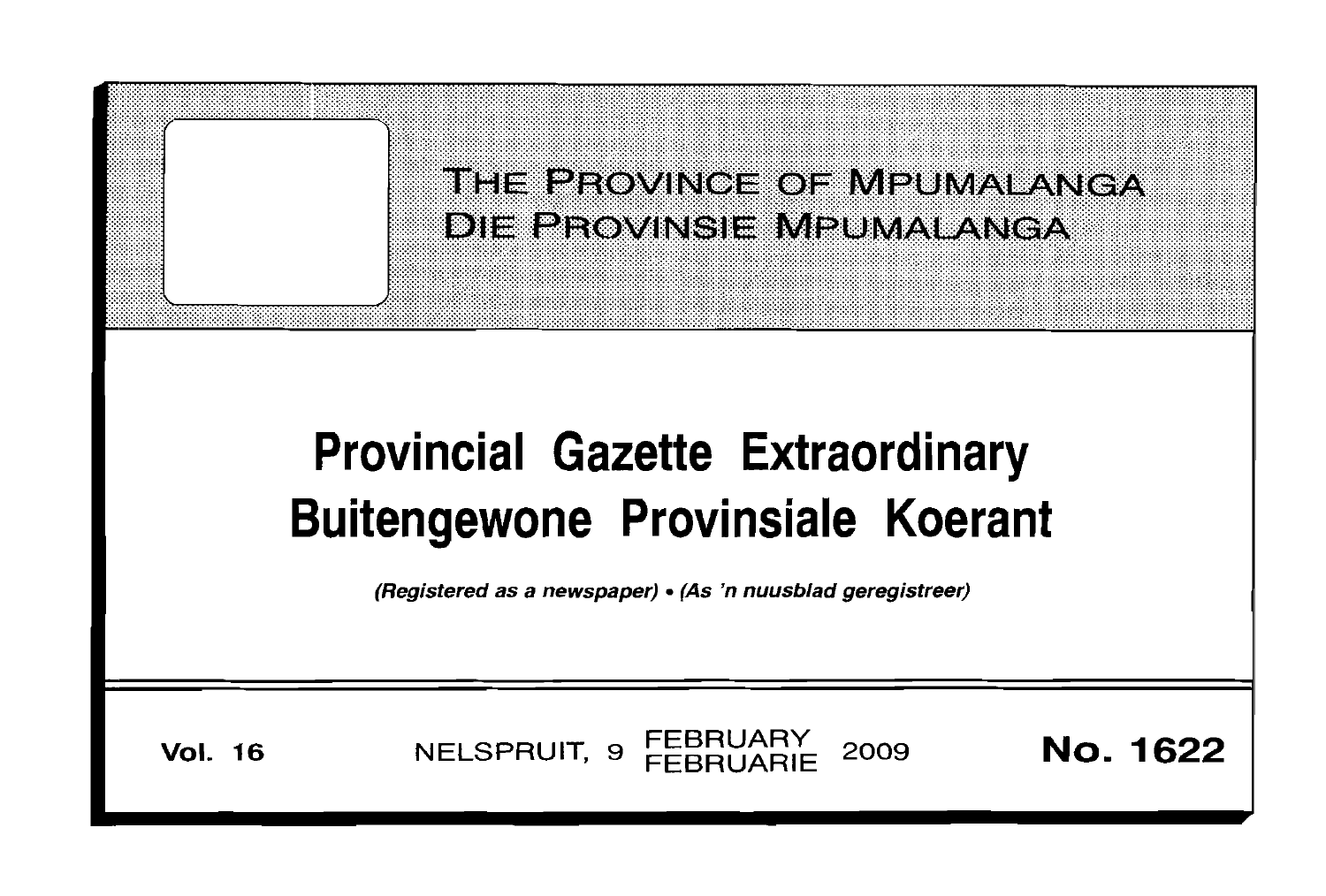THE PROVINCE OF MPUMALANGA
DIE PROVINSIE MPUMALANGA

# Provincial Gazette Extraordinary
# Buitengewone Provinsiale Koerant

*(Registered as a newspaper) • (As 'n nuusblad geregistreer)*

**Vol. 16** NELSPRUIT, 9 FEBRUARY FEBRUARIE 2009 **No. 1622**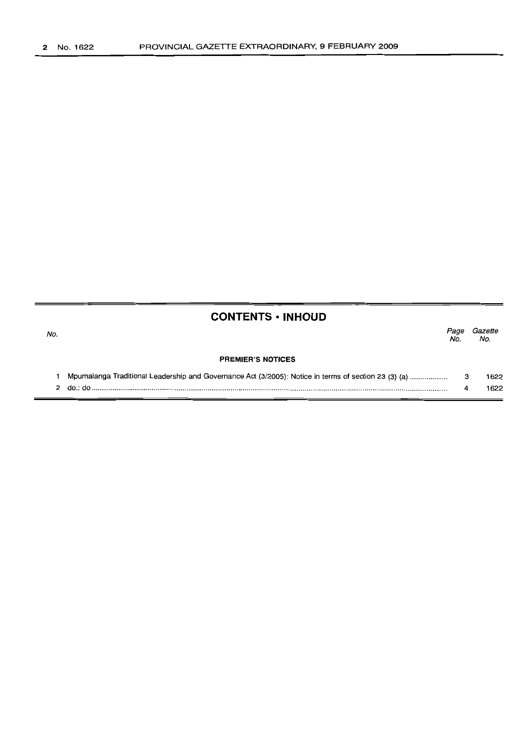## CONTENTS • INHOUD

| No. | | Page No. | Gazette No. |
|---|---|---|---|
| | **PREMIER'S NOTICES** | | |
| 1 | Mpumalanga Traditional Leadership and Governance Act (3/2005): Notice in terms of section 23 (3) (a) .................. | 3 | 1622 |
| 2 | do.: do ........................................................................................................................................................ | 4 | 1622 |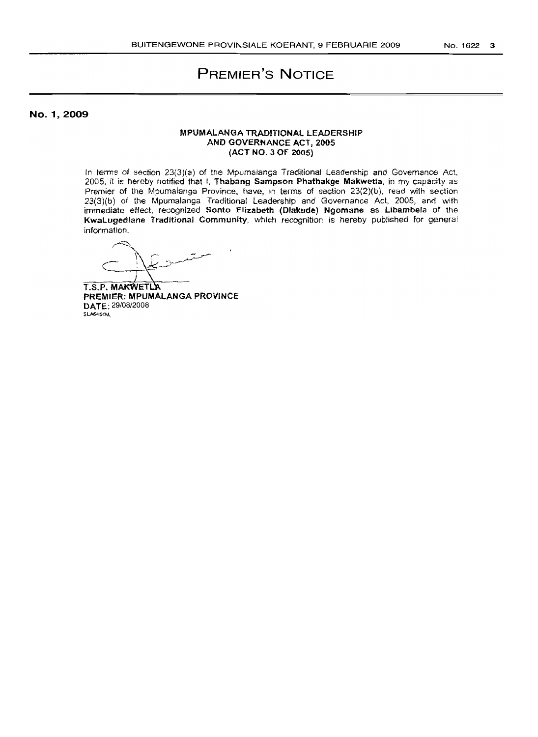# PREMIER'S NOTICE

**No. 1, 2009**

**MPUMALANGA TRADITIONAL LEADERSHIP AND GOVERNANCE ACT, 2005 (ACT NO. 3 OF 2005)**

In terms of section 23(3)(a) of the Mpumalanga Traditional Leadership and Governance Act, 2005, it is hereby notified that I, **Thabang Sampson Phathakge Makwetla**, in my capacity as Premier of the Mpumalanga Province, have, in terms of section 23(2)(b), read with section 23(3)(b) of the Mpumalanga Traditional Leadership and Governance Act, 2005, and with immediate effect, recognized **Sonto Elizabeth (Dlakude) Ngomane** as **Libambela** of the **KwaLugedlane Traditional Community**, which recognition is hereby published for general information.

**T.S.P. MAKWETLA**
**PREMIER: MPUMALANGA PROVINCE**
**DATE:** 29/08/2008
SLA6454M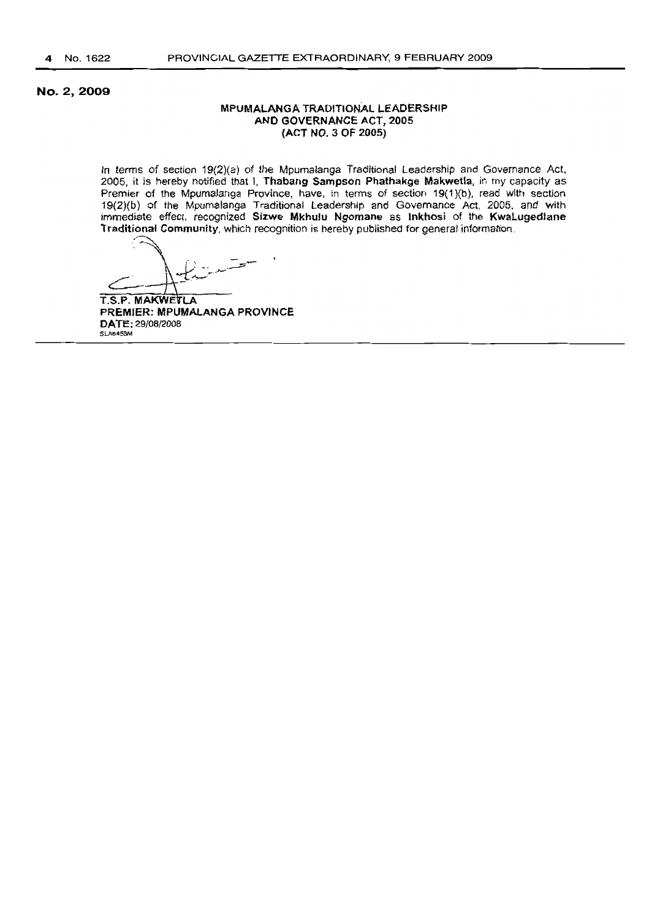**No. 2, 2009**

**MPUMALANGA TRADITIONAL LEADERSHIP AND GOVERNANCE ACT, 2005 (ACT NO. 3 OF 2005)**

In terms of section 19(2)(a) of the Mpumalanga Traditional Leadership and Governance Act, 2005, it is hereby notified that I, **Thabang Sampson Phathakge Makwetla**, in my capacity as Premier of the Mpumalanga Province, have, in terms of section 19(1)(b), read with section 19(2)(b) of the Mpumalanga Traditional Leadership and Governance Act, 2005, and with immediate effect, recognized **Sizwe Mkhulu Ngomane** as **Inkhosi** of the **KwaLugedlane Traditional Community**, which recognition is hereby published for general information.

**T.S.P. MAKWETLA**
**PREMIER: MPUMALANGA PROVINCE**
**DATE:** 29/08/2008
SLA6453M